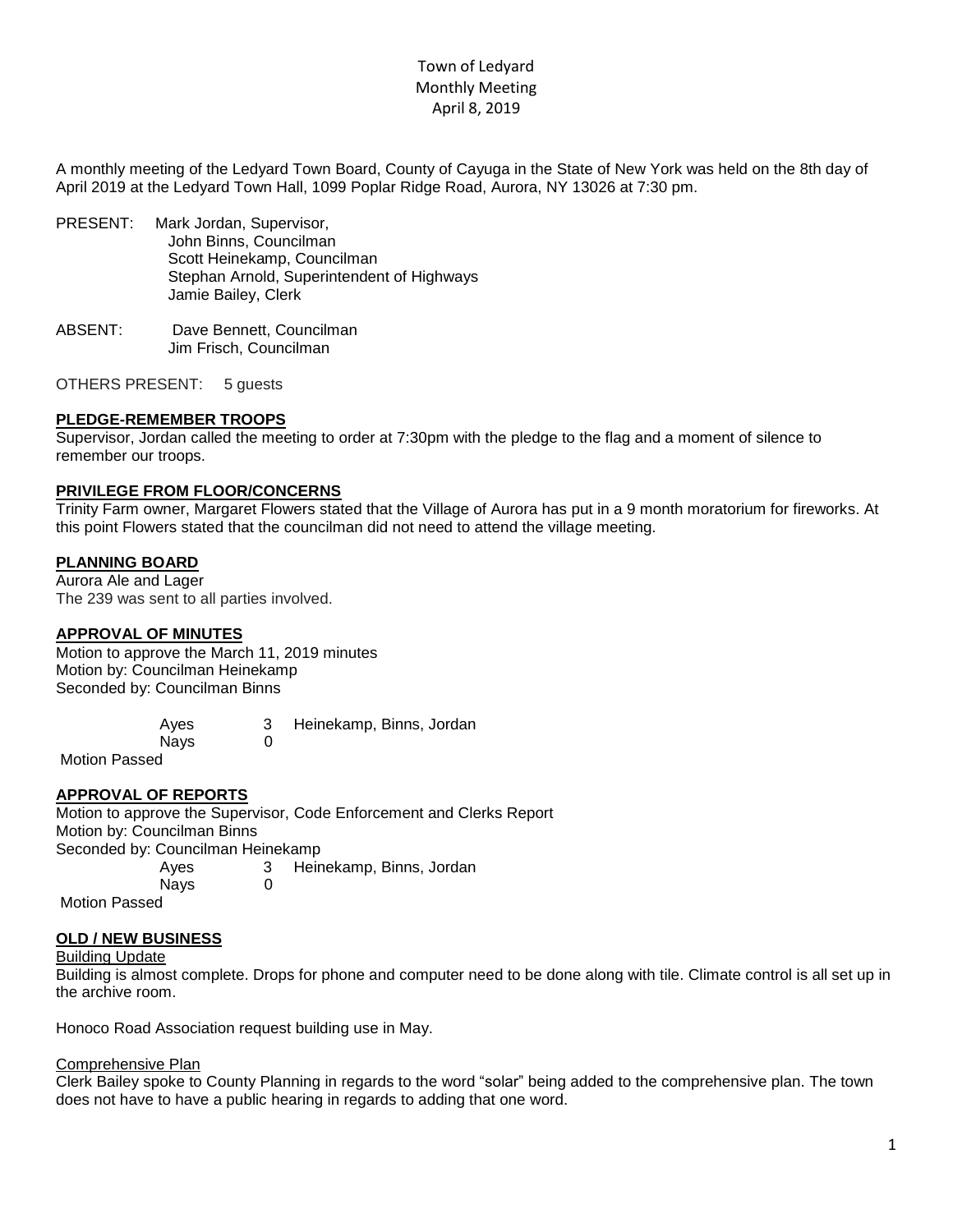Town of Ledyard
Monthly Meeting
April 8, 2019

A monthly meeting of the Ledyard Town Board, County of Cayuga in the State of New York was held on the 8th day of April 2019 at the Ledyard Town Hall, 1099 Poplar Ridge Road, Aurora, NY 13026 at 7:30 pm.

PRESENT: Mark Jordan, Supervisor,
John Binns, Councilman
Scott Heinekamp, Councilman
Stephan Arnold, Superintendent of Highways
Jamie Bailey, Clerk

ABSENT: Dave Bennett, Councilman
Jim Frisch, Councilman

OTHERS PRESENT: 5 guests

**PLEDGE-REMEMBER TROOPS**

Supervisor, Jordan called the meeting to order at 7:30pm with the pledge to the flag and a moment of silence to remember our troops.

**PRIVILEGE FROM FLOOR/CONCERNS**

Trinity Farm owner, Margaret Flowers stated that the Village of Aurora has put in a 9 month moratorium for fireworks. At this point Flowers stated that the councilman did not need to attend the village meeting.

**PLANNING BOARD**

Aurora Ale and Lager
The 239 was sent to all parties involved.

**APPROVAL OF MINUTES**

Motion to approve the March 11, 2019 minutes
Motion by: Councilman Heinekamp
Seconded by: Councilman Binns

Ayes 3 Heinekamp, Binns, Jordan
Nays 0

Motion Passed

**APPROVAL OF REPORTS**

Motion to approve the Supervisor, Code Enforcement and Clerks Report
Motion by: Councilman Binns
Seconded by: Councilman Heinekamp

Ayes 3 Heinekamp, Binns, Jordan
Nays 0

Motion Passed

**OLD / NEW BUSINESS**

Building Update

Building is almost complete. Drops for phone and computer need to be done along with tile. Climate control is all set up in the archive room.

Honoco Road Association request building use in May.

Comprehensive Plan

Clerk Bailey spoke to County Planning in regards to the word "solar" being added to the comprehensive plan. The town does not have to have a public hearing in regards to adding that one word.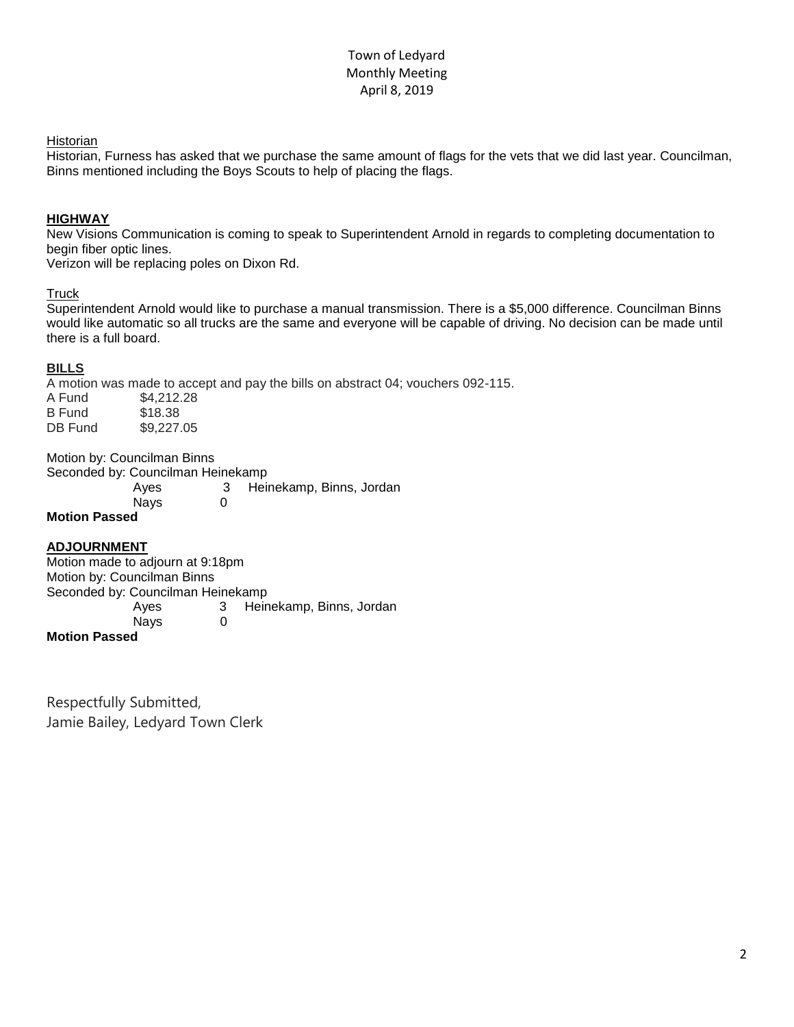Town of Ledyard
Monthly Meeting
April 8, 2019

Historian

Historian, Furness has asked that we purchase the same amount of flags for the vets that we did last year. Councilman, Binns mentioned including the Boys Scouts to help of placing the flags.

**HIGHWAY**

New Visions Communication is coming to speak to Superintendent Arnold in regards to completing documentation to begin fiber optic lines.
Verizon will be replacing poles on Dixon Rd.

Truck

Superintendent Arnold would like to purchase a manual transmission. There is a $5,000 difference. Councilman Binns would like automatic so all trucks are the same and everyone will be capable of driving. No decision can be made until there is a full board.

**BILLS**

A motion was made to accept and pay the bills on abstract 04; vouchers 092-115.

| | |
|---|---|
| A Fund | $4,212.28 |
| B Fund | $18.38 |
| DB Fund | $9,227.05 |

Motion by: Councilman Binns
Seconded by: Councilman Heinekamp

| | | |
|---|---|---|
| Ayes | 3 | Heinekamp, Binns, Jordan |
| Nays | 0 | |

**Motion Passed**

**ADJOURNMENT**

Motion made to adjourn at 9:18pm
Motion by: Councilman Binns
Seconded by: Councilman Heinekamp

| | | |
|---|---|---|
| Ayes | 3 | Heinekamp, Binns, Jordan |
| Nays | 0 | |

**Motion Passed**

Respectfully Submitted,
Jamie Bailey, Ledyard Town Clerk